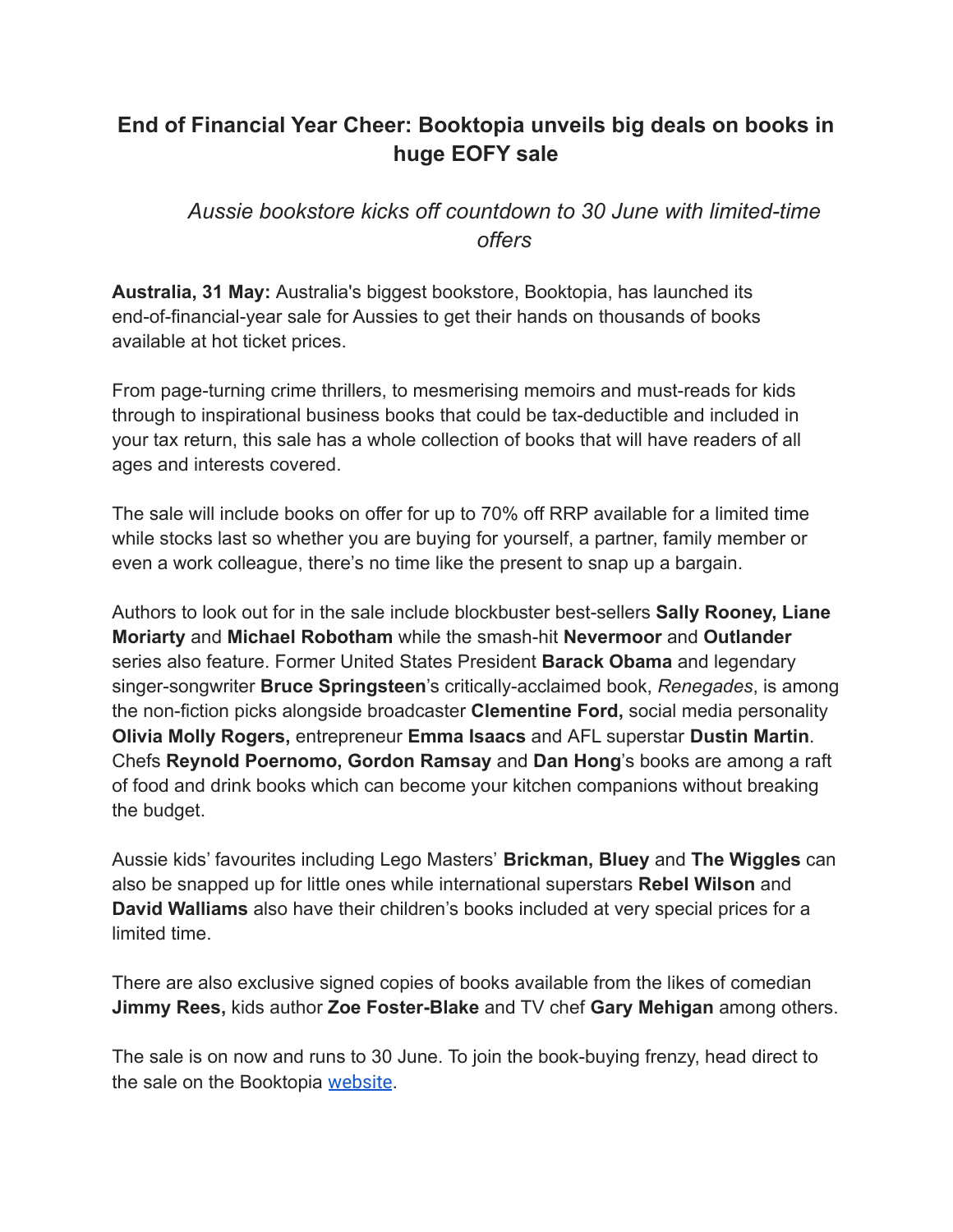# End of Financial Year Cheer: Booktopia unveils big deals on books in huge EOFY sale

*Aussie bookstore kicks off countdown to 30 June with limited-time offers*

**Australia, 31 May:** Australia's biggest bookstore, Booktopia, has launched its end-of-financial-year sale for Aussies to get their hands on thousands of books available at hot ticket prices.

From page-turning crime thrillers, to mesmerising memoirs and must-reads for kids through to inspirational business books that could be tax-deductible and included in your tax return, this sale has a whole collection of books that will have readers of all ages and interests covered.

The sale will include books on offer for up to 70% off RRP available for a limited time while stocks last so whether you are buying for yourself, a partner, family member or even a work colleague, there's no time like the present to snap up a bargain.

Authors to look out for in the sale include blockbuster best-sellers **Sally Rooney, Liane Moriarty** and **Michael Robotham** while the smash-hit **Nevermoor** and **Outlander** series also feature. Former United States President **Barack Obama** and legendary singer-songwriter **Bruce Springsteen**'s critically-acclaimed book, *Renegades*, is among the non-fiction picks alongside broadcaster **Clementine Ford,** social media personality **Olivia Molly Rogers,** entrepreneur **Emma Isaacs** and AFL superstar **Dustin Martin**. Chefs **Reynold Poernomo, Gordon Ramsay** and **Dan Hong**'s books are among a raft of food and drink books which can become your kitchen companions without breaking the budget.

Aussie kids' favourites including Lego Masters' **Brickman, Bluey** and **The Wiggles** can also be snapped up for little ones while international superstars **Rebel Wilson** and **David Walliams** also have their children's books included at very special prices for a limited time.

There are also exclusive signed copies of books available from the likes of comedian **Jimmy Rees,** kids author **Zoe Foster-Blake** and TV chef **Gary Mehigan** among others.

The sale is on now and runs to 30 June. To join the book-buying frenzy, head direct to the sale on the Booktopia website.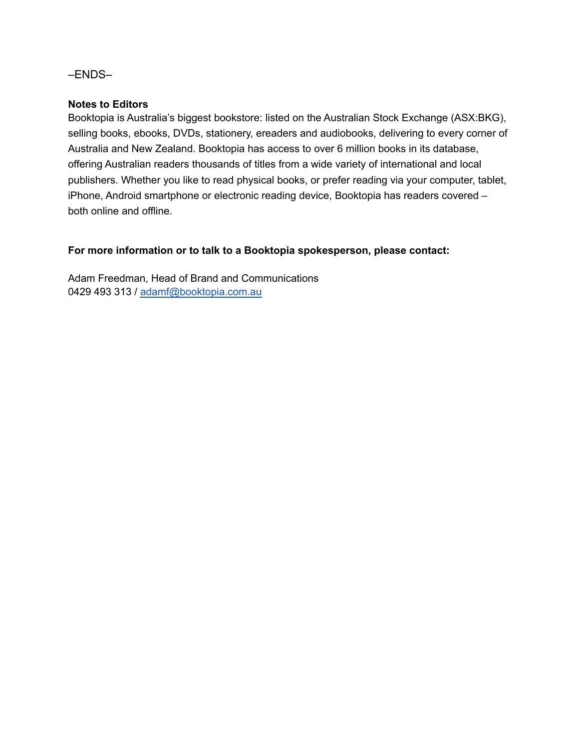–ENDS–

**Notes to Editors**

Booktopia is Australia's biggest bookstore: listed on the Australian Stock Exchange (ASX:BKG), selling books, ebooks, DVDs, stationery, ereaders and audiobooks, delivering to every corner of Australia and New Zealand. Booktopia has access to over 6 million books in its database, offering Australian readers thousands of titles from a wide variety of international and local publishers. Whether you like to read physical books, or prefer reading via your computer, tablet, iPhone, Android smartphone or electronic reading device, Booktopia has readers covered – both online and offline.

**For more information or to talk to a Booktopia spokesperson, please contact:**

Adam Freedman, Head of Brand and Communications
0429 493 313 / adamf@booktopia.com.au